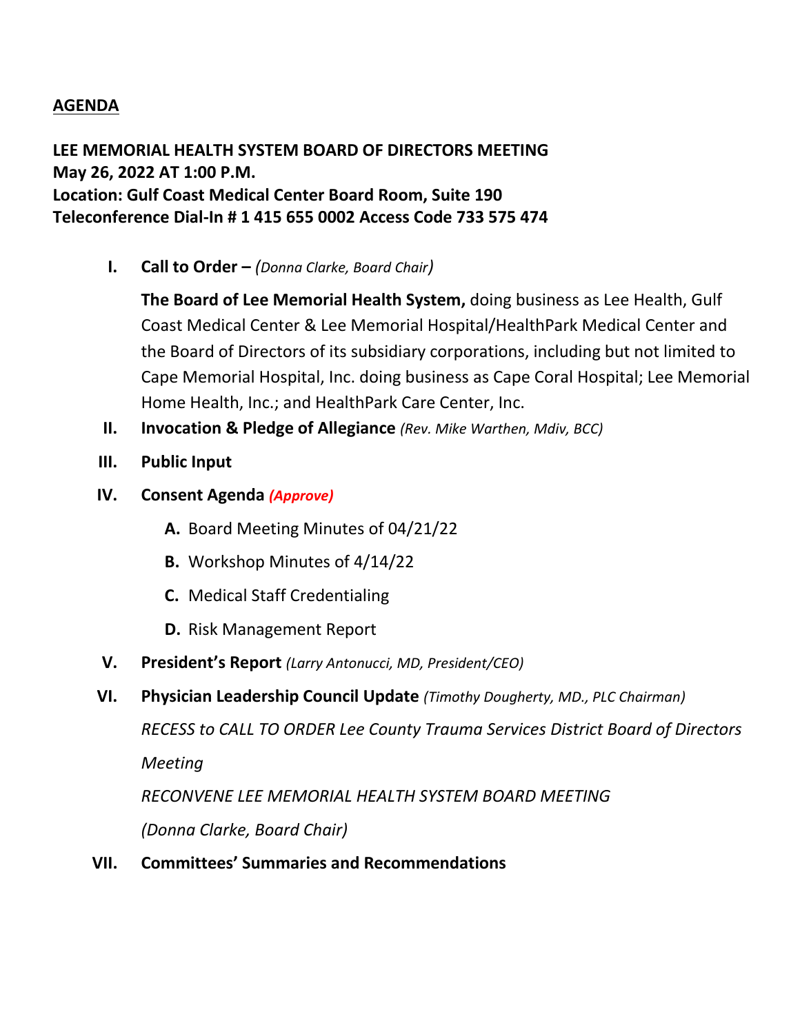**AGENDA**

**LEE MEMORIAL HEALTH SYSTEM BOARD OF DIRECTORS MEETING**
**May 26, 2022 AT 1:00 P.M.**
**Location: Gulf Coast Medical Center Board Room, Suite 190**
**Teleconference Dial-In # 1 415 655 0002 Access Code 733 575 474**

I. **Call to Order –** *(Donna Clarke, Board Chair)*

   **The Board of Lee Memorial Health System,** doing business as Lee Health, Gulf Coast Medical Center & Lee Memorial Hospital/HealthPark Medical Center and the Board of Directors of its subsidiary corporations, including but not limited to Cape Memorial Hospital, Inc. doing business as Cape Coral Hospital; Lee Memorial Home Health, Inc.; and HealthPark Care Center, Inc.

II. **Invocation & Pledge of Allegiance** *(Rev. Mike Warthen, Mdiv, BCC)*

III. **Public Input**

IV. **Consent Agenda** ***(Approve)***

   **A.** Board Meeting Minutes of 04/21/22

   **B.** Workshop Minutes of 4/14/22

   **C.** Medical Staff Credentialing

   **D.** Risk Management Report

V. **President's Report** *(Larry Antonucci, MD, President/CEO)*

VI. **Physician Leadership Council Update** *(Timothy Dougherty, MD., PLC Chairman)*

   *RECESS to CALL TO ORDER Lee County Trauma Services District Board of Directors Meeting*

   *RECONVENE LEE MEMORIAL HEALTH SYSTEM BOARD MEETING*

   *(Donna Clarke, Board Chair)*

VII. **Committees' Summaries and Recommendations**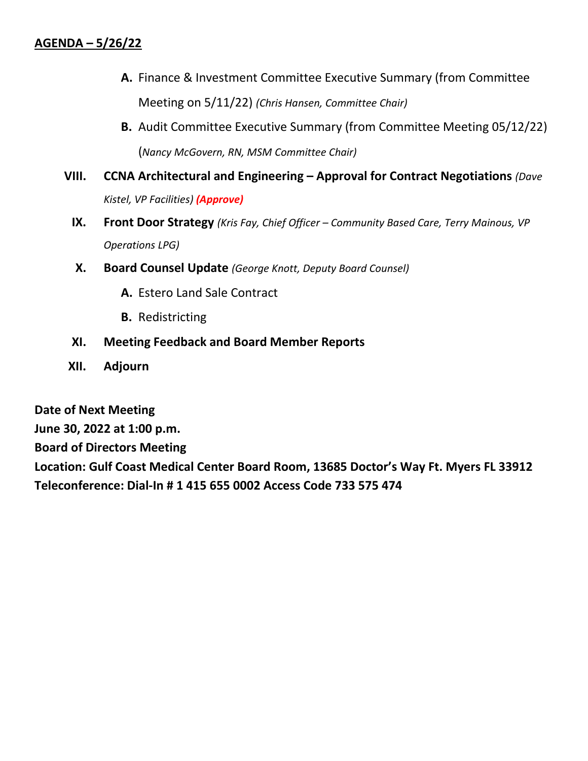**AGENDA – 5/26/22**

- **A.** Finance & Investment Committee Executive Summary (from Committee Meeting on 5/11/22) *(Chris Hansen, Committee Chair)*
- **B.** Audit Committee Executive Summary (from Committee Meeting 05/12/22) (*Nancy McGovern, RN, MSM Committee Chair)*

**VIII. CCNA Architectural and Engineering – Approval for Contract Negotiations** *(Dave Kistel, VP Facilities)* ***(Approve)***

**IX. Front Door Strategy** *(Kris Fay, Chief Officer – Community Based Care, Terry Mainous, VP Operations LPG)*

**X. Board Counsel Update** *(George Knott, Deputy Board Counsel)*

- **A.** Estero Land Sale Contract
- **B.** Redistricting

**XI. Meeting Feedback and Board Member Reports**

**XII. Adjourn**

**Date of Next Meeting**
**June 30, 2022 at 1:00 p.m.**
**Board of Directors Meeting**
**Location: Gulf Coast Medical Center Board Room, 13685 Doctor's Way Ft. Myers FL 33912**
**Teleconference: Dial-In # 1 415 655 0002 Access Code 733 575 474**